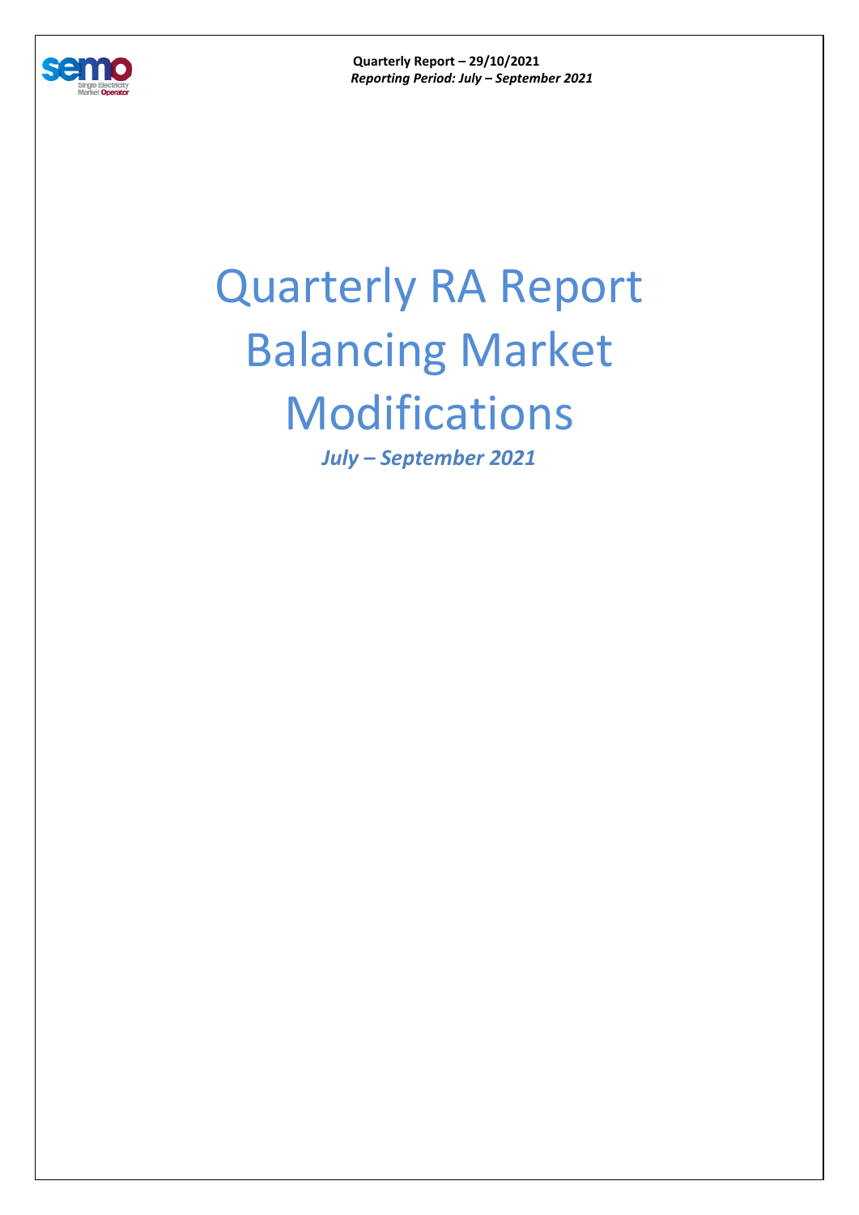Quarterly Report – 29/10/2021
*Reporting Period: July – September 2021*

# Quarterly RA Report Balancing Market Modifications

***July – September 2021***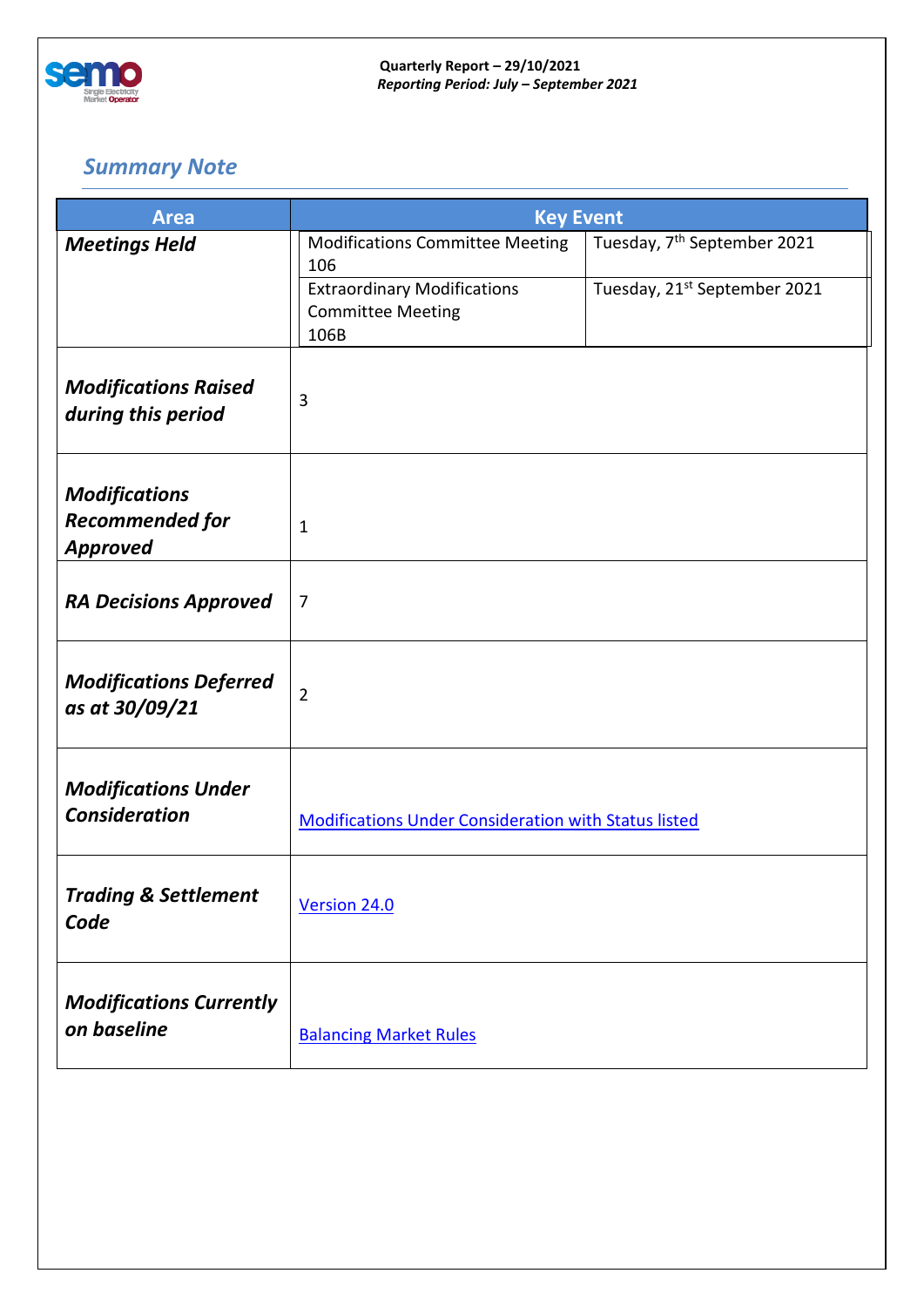**Quarterly Report – 29/10/2021**
***Reporting Period: July – September 2021***

## *Summary Note*

| Area | Key Event | |
|---|---|---|
| ***Meetings Held*** | Modifications Committee Meeting 106 | Tuesday, 7th September 2021 |
| | Extraordinary Modifications Committee Meeting 106B | Tuesday, 21st September 2021 |
| ***Modifications Raised during this period*** | 3 | |
| ***Modifications Recommended for Approved*** | 1 | |
| ***RA Decisions Approved*** | 7 | |
| ***Modifications Deferred as at 30/09/21*** | 2 | |
| ***Modifications Under Consideration*** | Modifications Under Consideration with Status listed | |
| ***Trading & Settlement Code*** | Version 24.0 | |
| ***Modifications Currently on baseline*** | Balancing Market Rules | |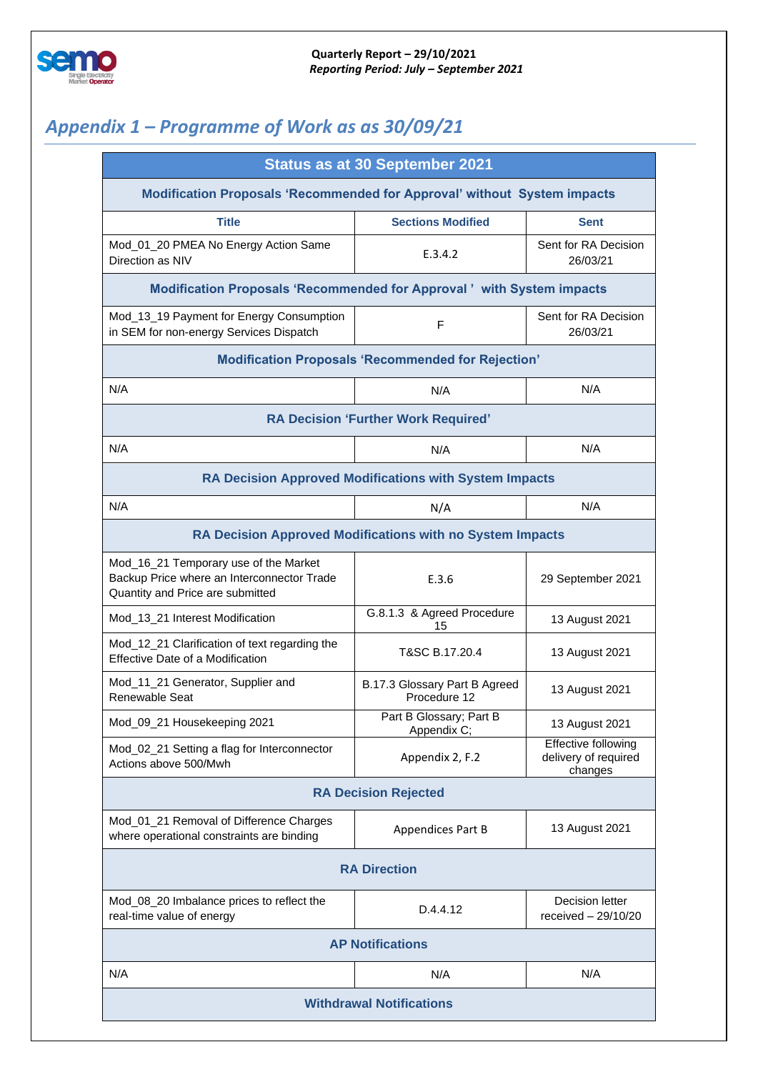## *Appendix 1 – Programme of Work as as 30/09/21*

| Status as at 30 September 2021 | | |
|---|---|---|
| **Modification Proposals 'Recommended for Approval' without System impacts** | | |
| **Title** | **Sections Modified** | **Sent** |
| Mod_01_20 PMEA No Energy Action Same Direction as NIV | E.3.4.2 | Sent for RA Decision 26/03/21 |
| **Modification Proposals 'Recommended for Approval ' with System impacts** | | |
| Mod_13_19 Payment for Energy Consumption in SEM for non-energy Services Dispatch | F | Sent for RA Decision 26/03/21 |
| **Modification Proposals 'Recommended for Rejection'** | | |
| N/A | N/A | N/A |
| **RA Decision 'Further Work Required'** | | |
| N/A | N/A | N/A |
| **RA Decision Approved Modifications with System Impacts** | | |
| N/A | N/A | N/A |
| **RA Decision Approved Modifications with no System Impacts** | | |
| Mod_16_21 Temporary use of the Market Backup Price where an Interconnector Trade Quantity and Price are submitted | E.3.6 | 29 September 2021 |
| Mod_13_21 Interest Modification | G.8.1.3 & Agreed Procedure 15 | 13 August 2021 |
| Mod_12_21 Clarification of text regarding the Effective Date of a Modification | T&SC B.17.20.4 | 13 August 2021 |
| Mod_11_21 Generator, Supplier and Renewable Seat | B.17.3 Glossary Part B Agreed Procedure 12 | 13 August 2021 |
| Mod_09_21 Housekeeping 2021 | Part B Glossary; Part B Appendix C; | 13 August 2021 |
| Mod_02_21 Setting a flag for Interconnector Actions above 500/Mwh | Appendix 2, F.2 | Effective following delivery of required changes |
| **RA Decision Rejected** | | |
| Mod_01_21 Removal of Difference Charges where operational constraints are binding | Appendices Part B | 13 August 2021 |
| **RA Direction** | | |
| Mod_08_20 Imbalance prices to reflect the real-time value of energy | D.4.4.12 | Decision letter received – 29/10/20 |
| **AP Notifications** | | |
| N/A | N/A | N/A |
| **Withdrawal Notifications** | | |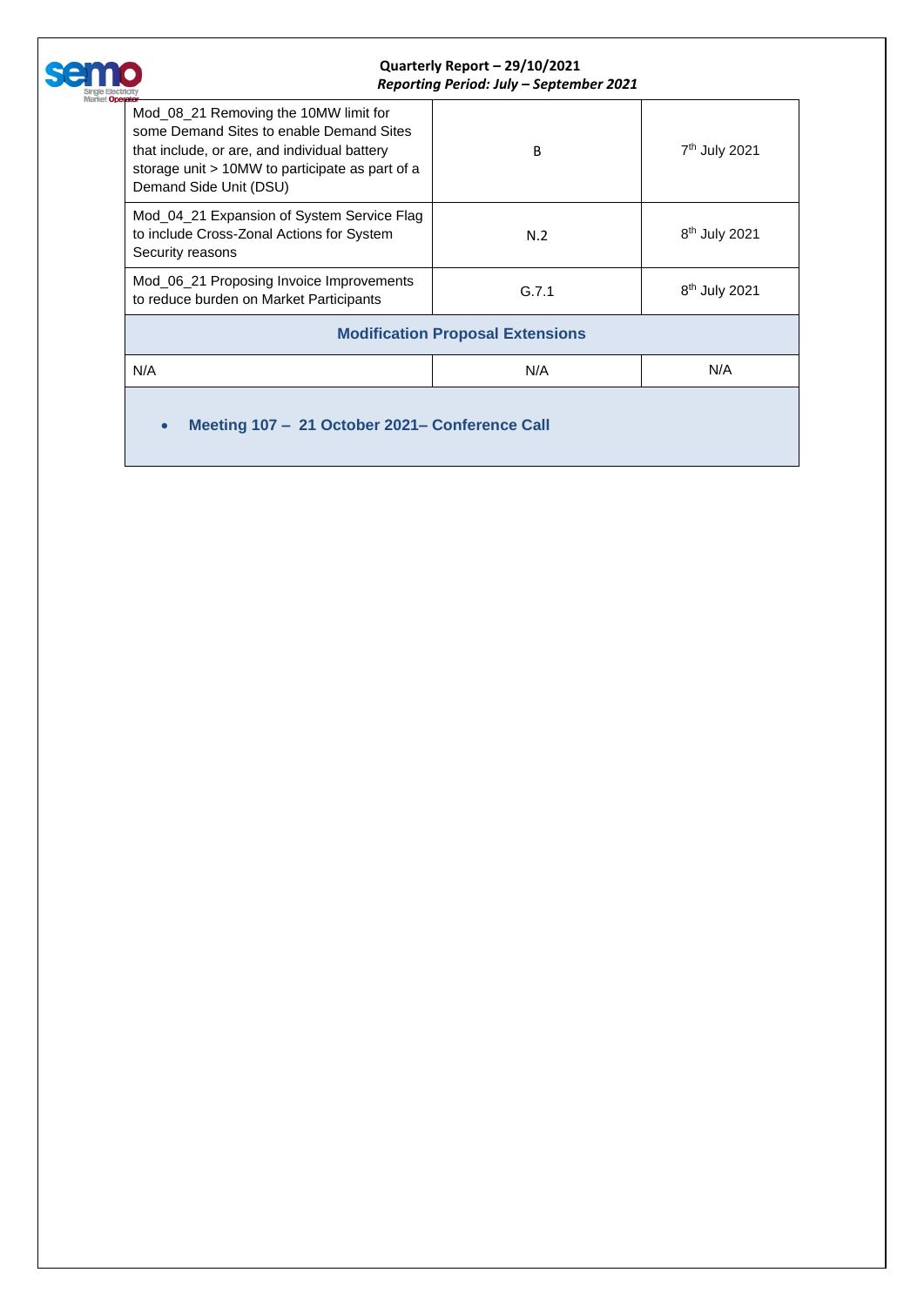| | | |
|---|---|---|
| Mod_08_21 Removing the 10MW limit for some Demand Sites to enable Demand Sites that include, or are, and individual battery storage unit > 10MW to participate as part of a Demand Side Unit (DSU) | B | 7th July 2021 |
| Mod_04_21 Expansion of System Service Flag to include Cross-Zonal Actions for System Security reasons | N.2 | 8th July 2021 |
| Mod_06_21 Proposing Invoice Improvements to reduce burden on Market Participants | G.7.1 | 8th July 2021 |
| **Modification Proposal Extensions** | | |
| N/A | N/A | N/A |

- **Meeting 107 – 21 October 2021– Conference Call**